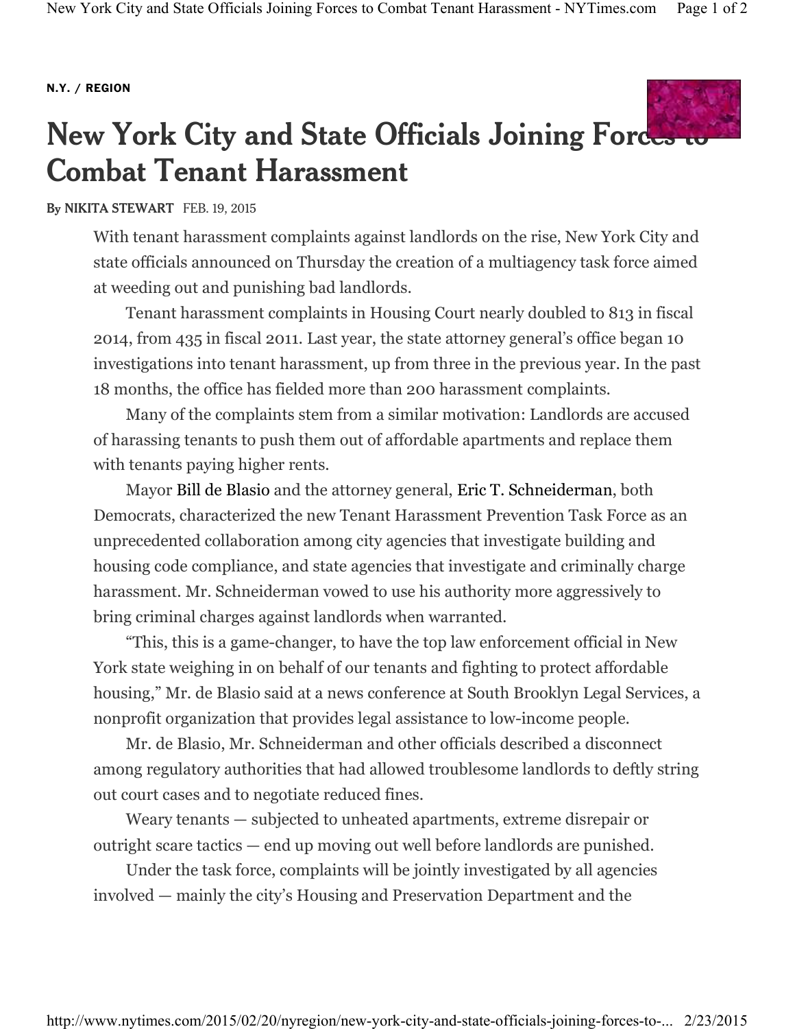N.Y. / REGION

# New York City and State Officials Joining Forces to Combat Tenant Harassment

By NIKITA STEWART FEB. 19, 2015

With tenant harassment complaints against landlords on the rise, New York City and state officials announced on Thursday the creation of a multiagency task force aimed at weeding out and punishing bad landlords.

Tenant harassment complaints in Housing Court nearly doubled to 813 in fiscal 2014, from 435 in fiscal 2011. Last year, the state attorney general's office began 10 investigations into tenant harassment, up from three in the previous year. In the past 18 months, the office has fielded more than 200 harassment complaints.

Many of the complaints stem from a similar motivation: Landlords are accused of harassing tenants to push them out of affordable apartments and replace them with tenants paying higher rents.

Mayor Bill de Blasio and the attorney general, Eric T. Schneiderman, both Democrats, characterized the new Tenant Harassment Prevention Task Force as an unprecedented collaboration among city agencies that investigate building and housing code compliance, and state agencies that investigate and criminally charge harassment. Mr. Schneiderman vowed to use his authority more aggressively to bring criminal charges against landlords when warranted.

"This, this is a game-changer, to have the top law enforcement official in New York state weighing in on behalf of our tenants and fighting to protect affordable housing," Mr. de Blasio said at a news conference at South Brooklyn Legal Services, a nonprofit organization that provides legal assistance to low-income people.

Mr. de Blasio, Mr. Schneiderman and other officials described a disconnect among regulatory authorities that had allowed troublesome landlords to deftly string out court cases and to negotiate reduced fines.

Weary tenants — subjected to unheated apartments, extreme disrepair or outright scare tactics — end up moving out well before landlords are punished.

Under the task force, complaints will be jointly investigated by all agencies involved — mainly the city's Housing and Preservation Department and the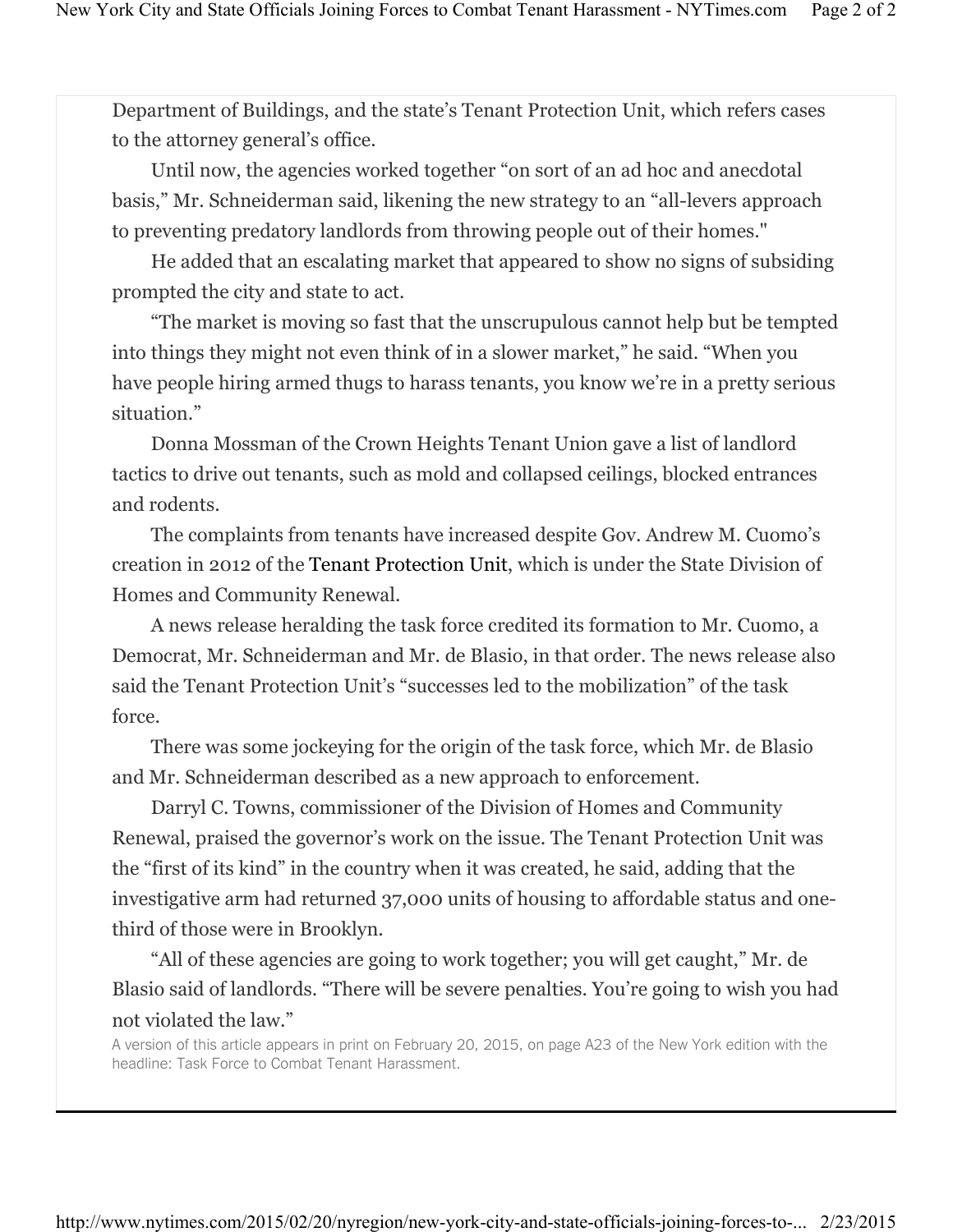Department of Buildings, and the state's Tenant Protection Unit, which refers cases to the attorney general's office.

Until now, the agencies worked together "on sort of an ad hoc and anecdotal basis," Mr. Schneiderman said, likening the new strategy to an "all-levers approach to preventing predatory landlords from throwing people out of their homes."

He added that an escalating market that appeared to show no signs of subsiding prompted the city and state to act.

"The market is moving so fast that the unscrupulous cannot help but be tempted into things they might not even think of in a slower market," he said. "When you have people hiring armed thugs to harass tenants, you know we're in a pretty serious situation."

Donna Mossman of the Crown Heights Tenant Union gave a list of landlord tactics to drive out tenants, such as mold and collapsed ceilings, blocked entrances and rodents.

The complaints from tenants have increased despite Gov. Andrew M. Cuomo's creation in 2012 of the Tenant Protection Unit, which is under the State Division of Homes and Community Renewal.

A news release heralding the task force credited its formation to Mr. Cuomo, a Democrat, Mr. Schneiderman and Mr. de Blasio, in that order. The news release also said the Tenant Protection Unit's "successes led to the mobilization" of the task force.

There was some jockeying for the origin of the task force, which Mr. de Blasio and Mr. Schneiderman described as a new approach to enforcement.

Darryl C. Towns, commissioner of the Division of Homes and Community Renewal, praised the governor's work on the issue. The Tenant Protection Unit was the "first of its kind" in the country when it was created, he said, adding that the investigative arm had returned 37,000 units of housing to affordable status and one-third of those were in Brooklyn.

"All of these agencies are going to work together; you will get caught," Mr. de Blasio said of landlords. "There will be severe penalties. You're going to wish you had not violated the law."

A version of this article appears in print on February 20, 2015, on page A23 of the New York edition with the headline: Task Force to Combat Tenant Harassment.